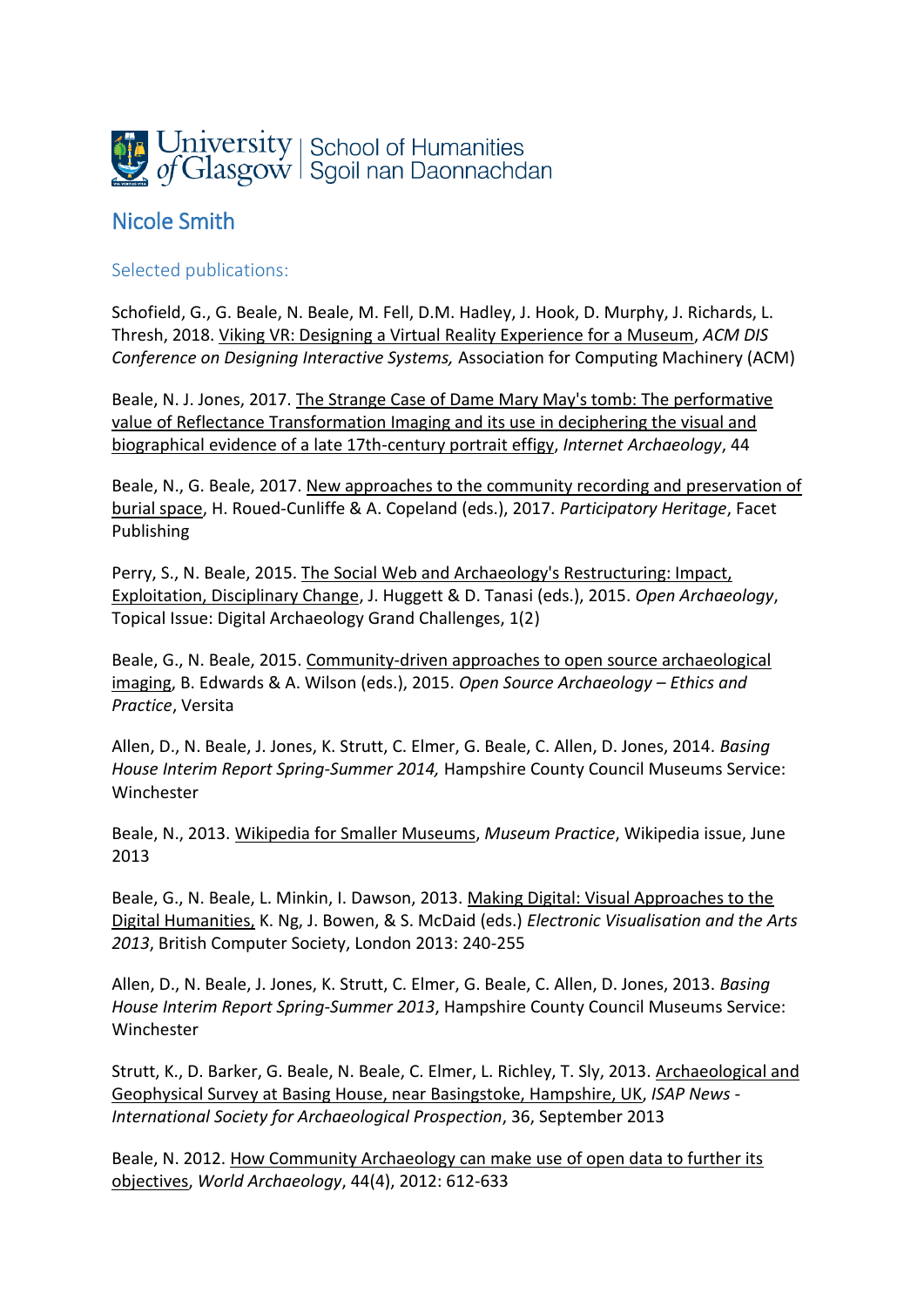University of Glasgow | School of Humanities
Sgoil nan Daonnachdan

## Nicole Smith

### Selected publications:

Schofield, G., G. Beale, N. Beale, M. Fell, D.M. Hadley, J. Hook, D. Murphy, J. Richards, L. Thresh, 2018. Viking VR: Designing a Virtual Reality Experience for a Museum, *ACM DIS Conference on Designing Interactive Systems,* Association for Computing Machinery (ACM)

Beale, N. J. Jones, 2017. The Strange Case of Dame Mary May's tomb: The performative value of Reflectance Transformation Imaging and its use in deciphering the visual and biographical evidence of a late 17th-century portrait effigy, *Internet Archaeology*, 44

Beale, N., G. Beale, 2017. New approaches to the community recording and preservation of burial space, H. Roued-Cunliffe & A. Copeland (eds.), 2017. *Participatory Heritage*, Facet Publishing

Perry, S., N. Beale, 2015. The Social Web and Archaeology's Restructuring: Impact, Exploitation, Disciplinary Change, J. Huggett & D. Tanasi (eds.), 2015. *Open Archaeology*, Topical Issue: Digital Archaeology Grand Challenges, 1(2)

Beale, G., N. Beale, 2015. Community-driven approaches to open source archaeological imaging, B. Edwards & A. Wilson (eds.), 2015. *Open Source Archaeology – Ethics and Practice*, Versita

Allen, D., N. Beale, J. Jones, K. Strutt, C. Elmer, G. Beale, C. Allen, D. Jones, 2014. *Basing House Interim Report Spring-Summer 2014,* Hampshire County Council Museums Service: Winchester

Beale, N., 2013. Wikipedia for Smaller Museums, *Museum Practice*, Wikipedia issue, June 2013

Beale, G., N. Beale, L. Minkin, I. Dawson, 2013. Making Digital: Visual Approaches to the Digital Humanities, K. Ng, J. Bowen, & S. McDaid (eds.) *Electronic Visualisation and the Arts 2013*, British Computer Society, London 2013: 240-255

Allen, D., N. Beale, J. Jones, K. Strutt, C. Elmer, G. Beale, C. Allen, D. Jones, 2013. *Basing House Interim Report Spring-Summer 2013*, Hampshire County Council Museums Service: Winchester

Strutt, K., D. Barker, G. Beale, N. Beale, C. Elmer, L. Richley, T. Sly, 2013. Archaeological and Geophysical Survey at Basing House, near Basingstoke, Hampshire, UK, *ISAP News - International Society for Archaeological Prospection*, 36, September 2013

Beale, N. 2012. How Community Archaeology can make use of open data to further its objectives, *World Archaeology*, 44(4), 2012: 612-633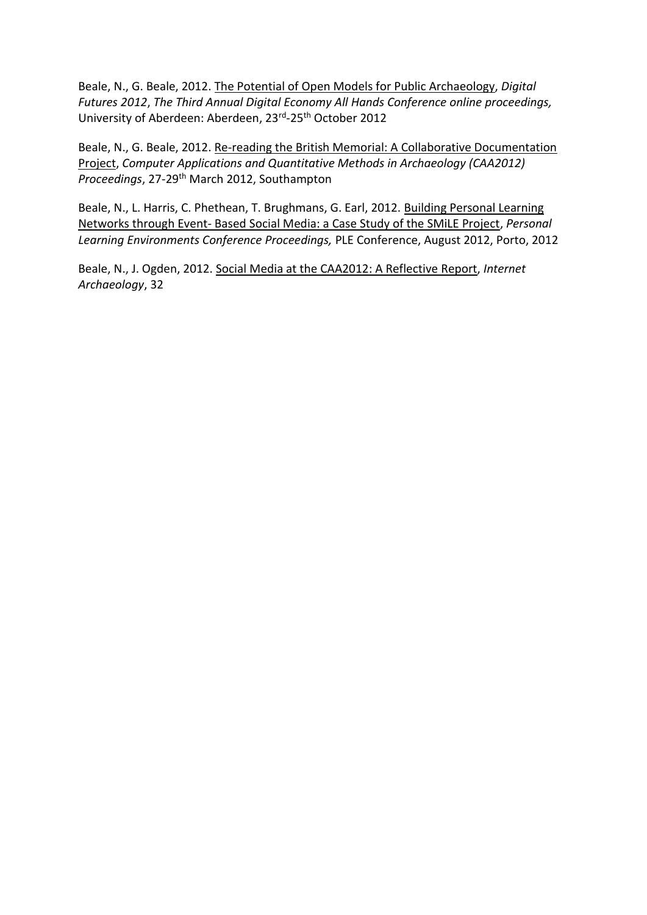Beale, N., G. Beale, 2012. The Potential of Open Models for Public Archaeology, *Digital Futures 2012*, *The Third Annual Digital Economy All Hands Conference online proceedings,* University of Aberdeen: Aberdeen, 23rd-25th October 2012

Beale, N., G. Beale, 2012. Re-reading the British Memorial: A Collaborative Documentation Project, *Computer Applications and Quantitative Methods in Archaeology (CAA2012) Proceedings*, 27-29th March 2012, Southampton

Beale, N., L. Harris, C. Phethean, T. Brughmans, G. Earl, 2012. Building Personal Learning Networks through Event- Based Social Media: a Case Study of the SMiLE Project, *Personal Learning Environments Conference Proceedings,* PLE Conference, August 2012, Porto, 2012

Beale, N., J. Ogden, 2012. Social Media at the CAA2012: A Reflective Report, *Internet Archaeology*, 32